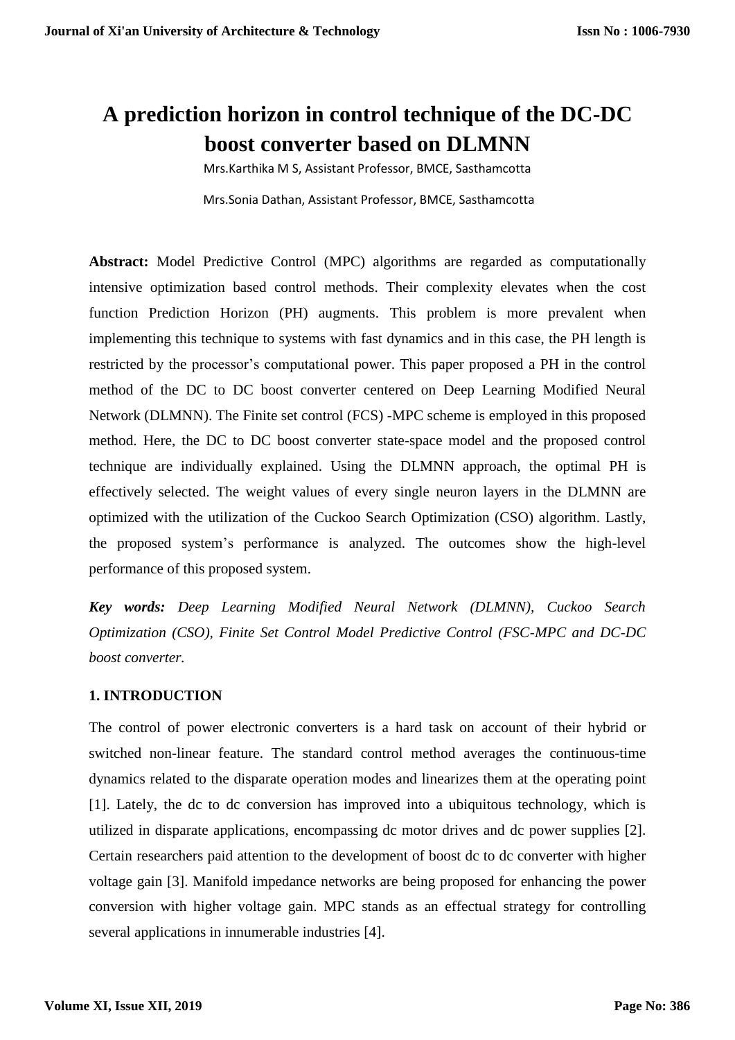# A prediction horizon in control technique of the DC-DC boost converter based on DLMNN

Mrs.Karthika M S, Assistant Professor, BMCE, Sasthamcotta

Mrs.Sonia Dathan, Assistant Professor, BMCE, Sasthamcotta

**Abstract:** Model Predictive Control (MPC) algorithms are regarded as computationally intensive optimization based control methods. Their complexity elevates when the cost function Prediction Horizon (PH) augments. This problem is more prevalent when implementing this technique to systems with fast dynamics and in this case, the PH length is restricted by the processor's computational power. This paper proposed a PH in the control method of the DC to DC boost converter centered on Deep Learning Modified Neural Network (DLMNN). The Finite set control (FCS) -MPC scheme is employed in this proposed method. Here, the DC to DC boost converter state-space model and the proposed control technique are individually explained. Using the DLMNN approach, the optimal PH is effectively selected. The weight values of every single neuron layers in the DLMNN are optimized with the utilization of the Cuckoo Search Optimization (CSO) algorithm. Lastly, the proposed system's performance is analyzed. The outcomes show the high-level performance of this proposed system.

***Key words:*** *Deep Learning Modified Neural Network (DLMNN), Cuckoo Search Optimization (CSO), Finite Set Control Model Predictive Control (FSC-MPC and DC-DC boost converter.*

## 1. INTRODUCTION

The control of power electronic converters is a hard task on account of their hybrid or switched non-linear feature. The standard control method averages the continuous-time dynamics related to the disparate operation modes and linearizes them at the operating point [1]. Lately, the dc to dc conversion has improved into a ubiquitous technology, which is utilized in disparate applications, encompassing dc motor drives and dc power supplies [2]. Certain researchers paid attention to the development of boost dc to dc converter with higher voltage gain [3]. Manifold impedance networks are being proposed for enhancing the power conversion with higher voltage gain. MPC stands as an effectual strategy for controlling several applications in innumerable industries [4].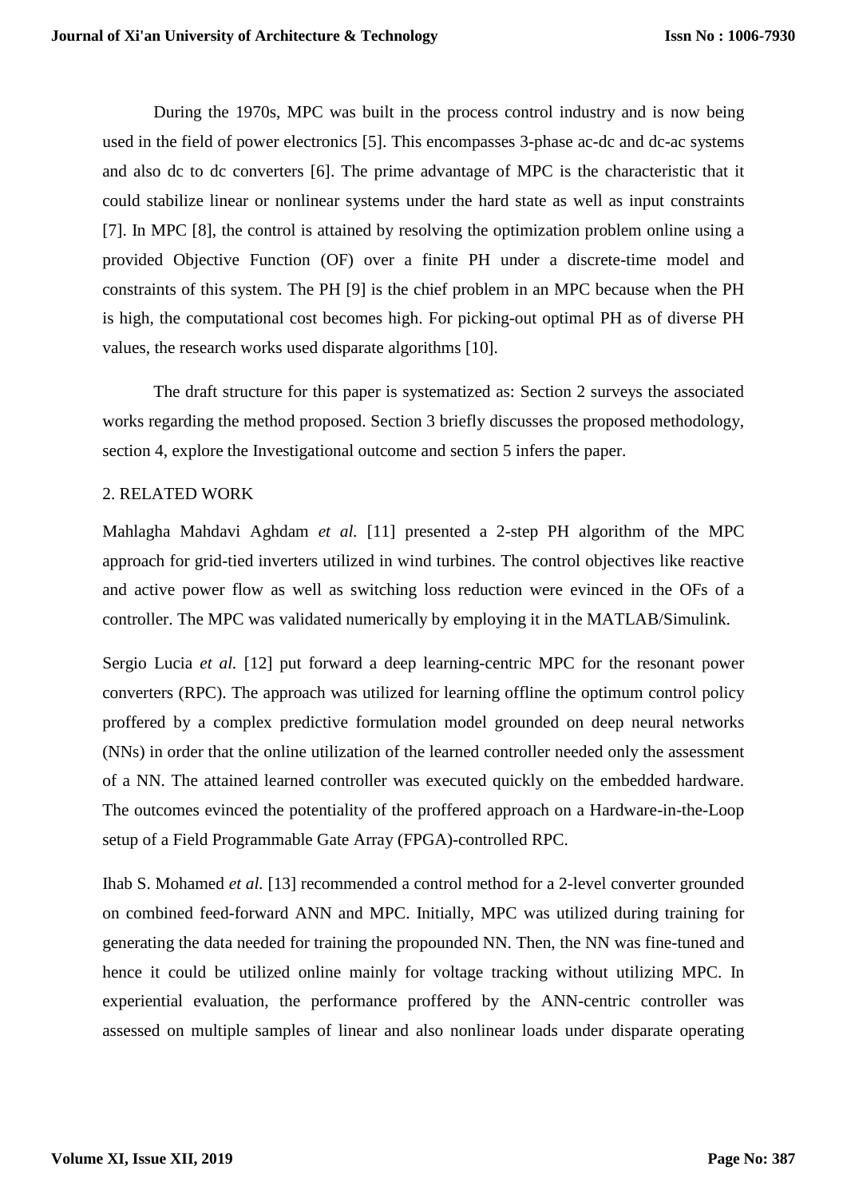During the 1970s, MPC was built in the process control industry and is now being used in the field of power electronics [5]. This encompasses 3-phase ac-dc and dc-ac systems and also dc to dc converters [6]. The prime advantage of MPC is the characteristic that it could stabilize linear or nonlinear systems under the hard state as well as input constraints [7]. In MPC [8], the control is attained by resolving the optimization problem online using a provided Objective Function (OF) over a finite PH under a discrete-time model and constraints of this system. The PH [9] is the chief problem in an MPC because when the PH is high, the computational cost becomes high. For picking-out optimal PH as of diverse PH values, the research works used disparate algorithms [10].

The draft structure for this paper is systematized as: Section 2 surveys the associated works regarding the method proposed. Section 3 briefly discusses the proposed methodology, section 4, explore the Investigational outcome and section 5 infers the paper.

## 2. RELATED WORK

Mahlagha Mahdavi Aghdam *et al.* [11] presented a 2-step PH algorithm of the MPC approach for grid-tied inverters utilized in wind turbines. The control objectives like reactive and active power flow as well as switching loss reduction were evinced in the OFs of a controller. The MPC was validated numerically by employing it in the MATLAB/Simulink.

Sergio Lucia *et al.* [12] put forward a deep learning-centric MPC for the resonant power converters (RPC). The approach was utilized for learning offline the optimum control policy proffered by a complex predictive formulation model grounded on deep neural networks (NNs) in order that the online utilization of the learned controller needed only the assessment of a NN. The attained learned controller was executed quickly on the embedded hardware. The outcomes evinced the potentiality of the proffered approach on a Hardware-in-the-Loop setup of a Field Programmable Gate Array (FPGA)-controlled RPC.

Ihab S. Mohamed *et al.* [13] recommended a control method for a 2-level converter grounded on combined feed-forward ANN and MPC. Initially, MPC was utilized during training for generating the data needed for training the propounded NN. Then, the NN was fine-tuned and hence it could be utilized online mainly for voltage tracking without utilizing MPC. In experiential evaluation, the performance proffered by the ANN-centric controller was assessed on multiple samples of linear and also nonlinear loads under disparate operating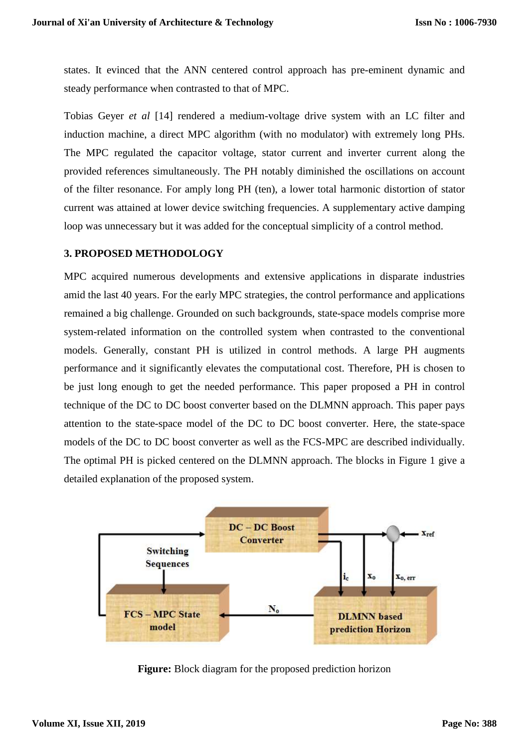states. It evinced that the ANN centered control approach has pre-eminent dynamic and steady performance when contrasted to that of MPC.

Tobias Geyer *et al* [14] rendered a medium-voltage drive system with an LC filter and induction machine, a direct MPC algorithm (with no modulator) with extremely long PHs. The MPC regulated the capacitor voltage, stator current and inverter current along the provided references simultaneously. The PH notably diminished the oscillations on account of the filter resonance. For amply long PH (ten), a lower total harmonic distortion of stator current was attained at lower device switching frequencies. A supplementary active damping loop was unnecessary but it was added for the conceptual simplicity of a control method.

## 3. PROPOSED METHODOLOGY

MPC acquired numerous developments and extensive applications in disparate industries amid the last 40 years. For the early MPC strategies, the control performance and applications remained a big challenge. Grounded on such backgrounds, state-space models comprise more system-related information on the controlled system when contrasted to the conventional models. Generally, constant PH is utilized in control methods. A large PH augments performance and it significantly elevates the computational cost. Therefore, PH is chosen to be just long enough to get the needed performance. This paper proposed a PH in control technique of the DC to DC boost converter based on the DLMNN approach. This paper pays attention to the state-space model of the DC to DC boost converter. Here, the state-space models of the DC to DC boost converter as well as the FCS-MPC are described individually. The optimal PH is picked centered on the DLMNN approach. The blocks in Figure 1 give a detailed explanation of the proposed system.

DC – DC Boost Converter

Switching Sequences

FCS – MPC State model

$N_o$

DLMNN based prediction Horizon

$i_c$ $x_o$ $x_{o,\,err}$ $x_{ref}$

**Figure:** Block diagram for the proposed prediction horizon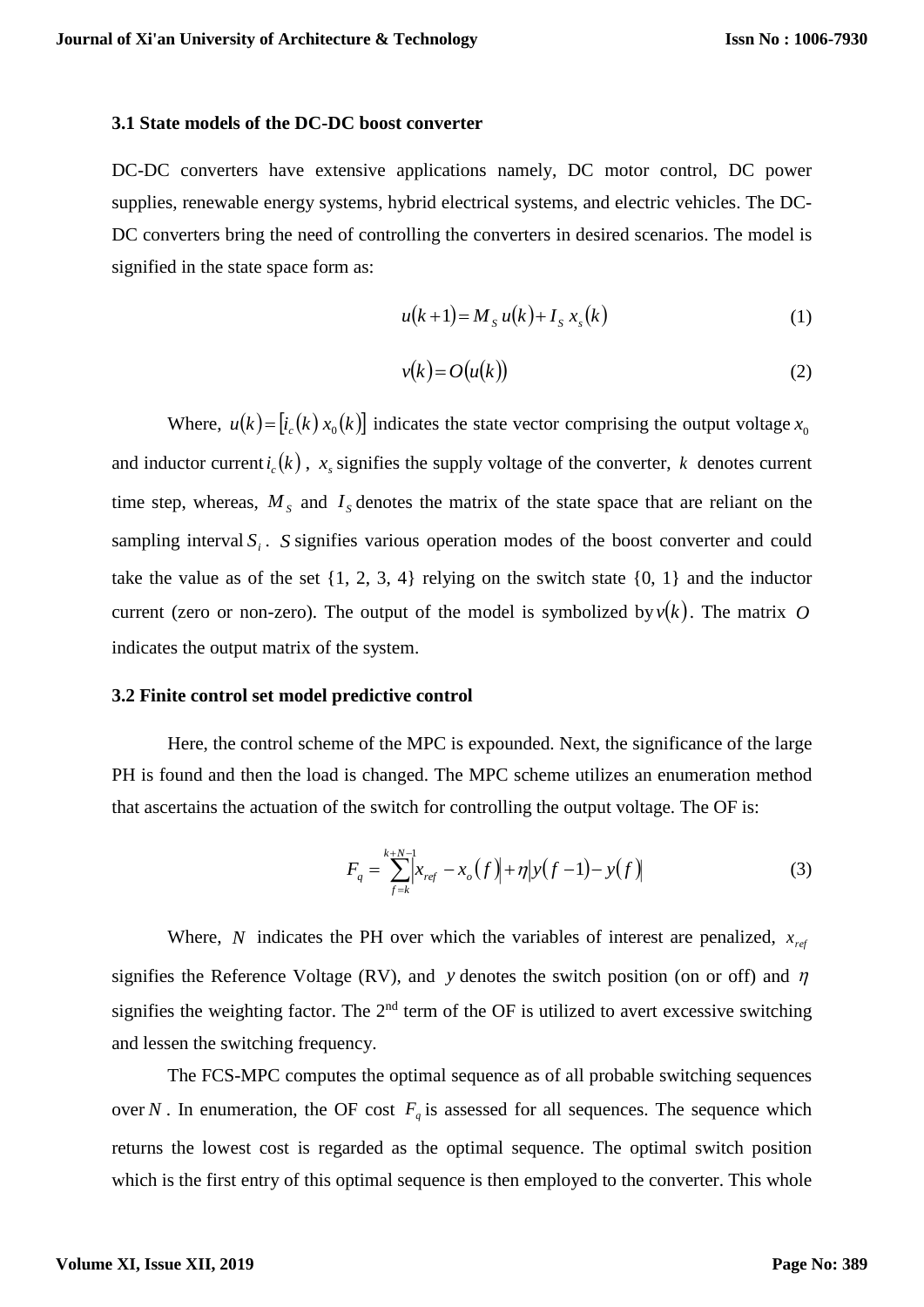### 3.1 State models of the DC-DC boost converter

DC-DC converters have extensive applications namely, DC motor control, DC power supplies, renewable energy systems, hybrid electrical systems, and electric vehicles. The DC-DC converters bring the need of controlling the converters in desired scenarios. The model is signified in the state space form as:

$$u(k+1) = M_S\, u(k) + I_S\, x_s(k) \tag{1}$$

$$v(k) = O(u(k)) \tag{2}$$

Where, $u(k) = [i_c(k)\; x_0(k)]$ indicates the state vector comprising the output voltage $x_0$ and inductor current $i_c(k)$, $x_s$ signifies the supply voltage of the converter, $k$ denotes current time step, whereas, $M_S$ and $I_S$ denotes the matrix of the state space that are reliant on the sampling interval $S_i$. $S$ signifies various operation modes of the boost converter and could take the value as of the set {1, 2, 3, 4} relying on the switch state {0, 1} and the inductor current (zero or non-zero). The output of the model is symbolized by $v(k)$. The matrix $O$ indicates the output matrix of the system.

### 3.2 Finite control set model predictive control

Here, the control scheme of the MPC is expounded. Next, the significance of the large PH is found and then the load is changed. The MPC scheme utilizes an enumeration method that ascertains the actuation of the switch for controlling the output voltage. The OF is:

$$F_q = \sum_{f=k}^{k+N-1} \left| x_{ref} - x_o(f) \right| + \eta \left| y(f-1) - y(f) \right| \tag{3}$$

Where, $N$ indicates the PH over which the variables of interest are penalized, $x_{ref}$ signifies the Reference Voltage (RV), and $y$ denotes the switch position (on or off) and $\eta$ signifies the weighting factor. The 2nd term of the OF is utilized to avert excessive switching and lessen the switching frequency.

The FCS-MPC computes the optimal sequence as of all probable switching sequences over $N$. In enumeration, the OF cost $F_q$ is assessed for all sequences. The sequence which returns the lowest cost is regarded as the optimal sequence. The optimal switch position which is the first entry of this optimal sequence is then employed to the converter. This whole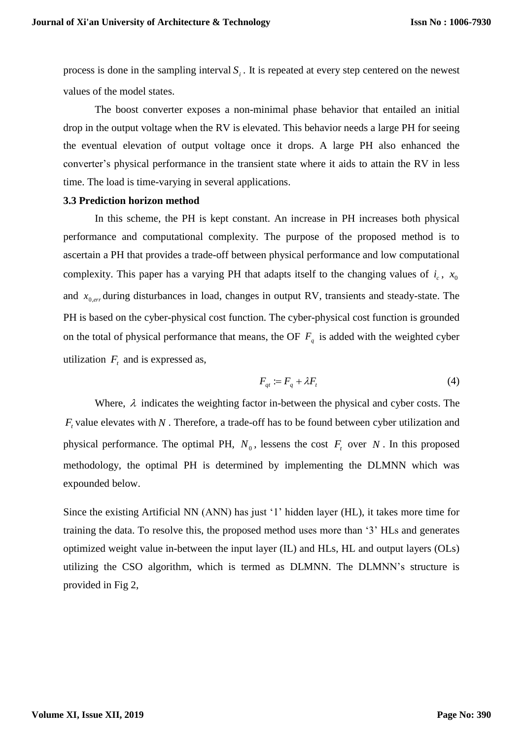process is done in the sampling interval $S_i$. It is repeated at every step centered on the newest values of the model states.

The boost converter exposes a non-minimal phase behavior that entailed an initial drop in the output voltage when the RV is elevated. This behavior needs a large PH for seeing the eventual elevation of output voltage once it drops. A large PH also enhanced the converter's physical performance in the transient state where it aids to attain the RV in less time. The load is time-varying in several applications.

### 3.3 Prediction horizon method

In this scheme, the PH is kept constant. An increase in PH increases both physical performance and computational complexity. The purpose of the proposed method is to ascertain a PH that provides a trade-off between physical performance and low computational complexity. This paper has a varying PH that adapts itself to the changing values of $i_c$, $x_0$ and $x_{0,err}$ during disturbances in load, changes in output RV, transients and steady-state. The PH is based on the cyber-physical cost function. The cyber-physical cost function is grounded on the total of physical performance that means, the OF $F_q$ is added with the weighted cyber utilization $F_t$ and is expressed as,

$$F_{qt} := F_q + \lambda F_t \tag{4}$$

Where, $\lambda$ indicates the weighting factor in-between the physical and cyber costs. The $F_t$ value elevates with $N$. Therefore, a trade-off has to be found between cyber utilization and physical performance. The optimal PH, $N_0$, lessens the cost $F_t$ over $N$. In this proposed methodology, the optimal PH is determined by implementing the DLMNN which was expounded below.

Since the existing Artificial NN (ANN) has just '1' hidden layer (HL), it takes more time for training the data. To resolve this, the proposed method uses more than '3' HLs and generates optimized weight value in-between the input layer (IL) and HLs, HL and output layers (OLs) utilizing the CSO algorithm, which is termed as DLMNN. The DLMNN's structure is provided in Fig 2,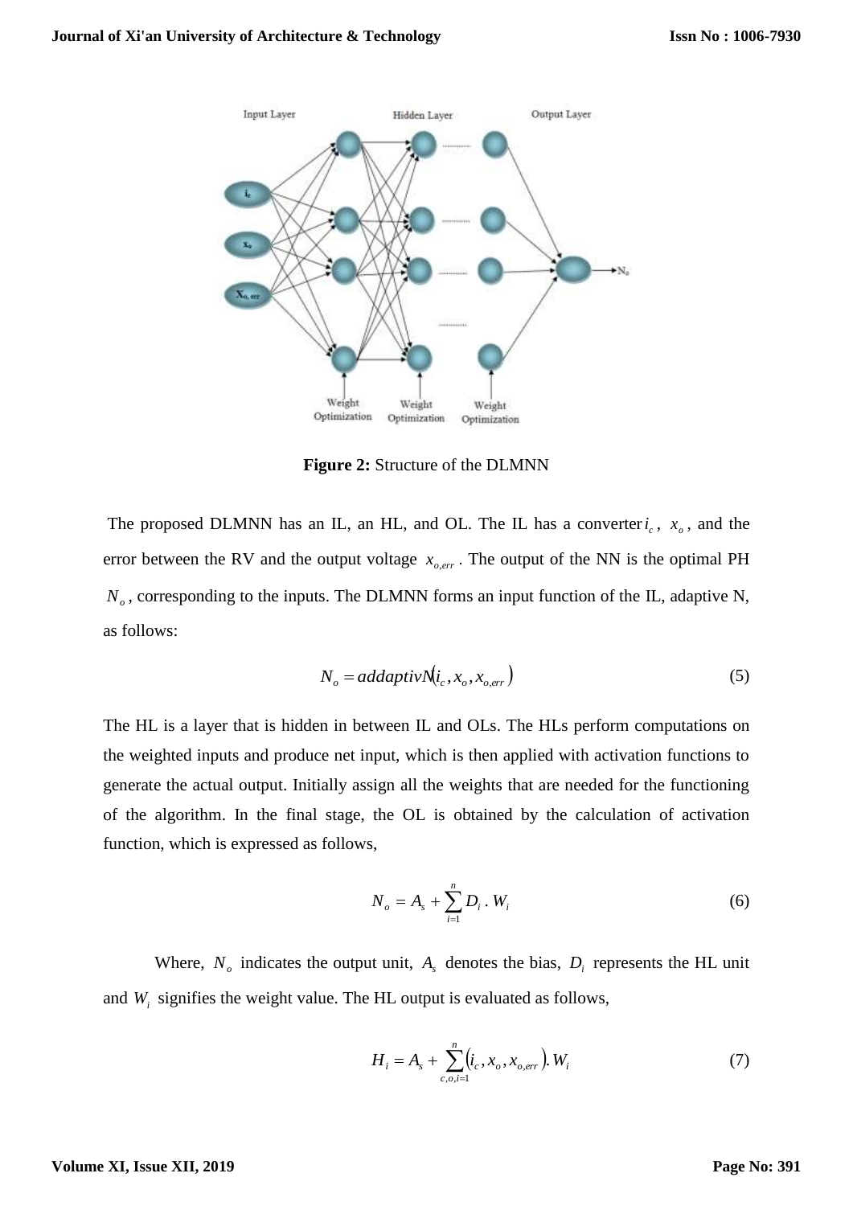**Figure 2:** Structure of the DLMNN

The proposed DLMNN has an IL, an HL, and OL. The IL has a converter $i_c$, $x_o$, and the error between the RV and the output voltage $x_{o,err}$. The output of the NN is the optimal PH $N_o$, corresponding to the inputs. The DLMNN forms an input function of the IL, adaptive N, as follows:

$$N_o = addaptivN(i_c, x_o, x_{o,err}) \tag{5}$$

The HL is a layer that is hidden in between IL and OLs. The HLs perform computations on the weighted inputs and produce net input, which is then applied with activation functions to generate the actual output. Initially assign all the weights that are needed for the functioning of the algorithm. In the final stage, the OL is obtained by the calculation of activation function, which is expressed as follows,

$$N_o = A_s + \sum_{i=1}^{n} D_i \, . \, W_i \tag{6}$$

Where, $N_o$ indicates the output unit, $A_s$ denotes the bias, $D_i$ represents the HL unit and $W_i$ signifies the weight value. The HL output is evaluated as follows,

$$H_i = A_s + \sum_{c,o,i=1}^{n} (i_c, x_o, x_{o,err}). W_i \tag{7}$$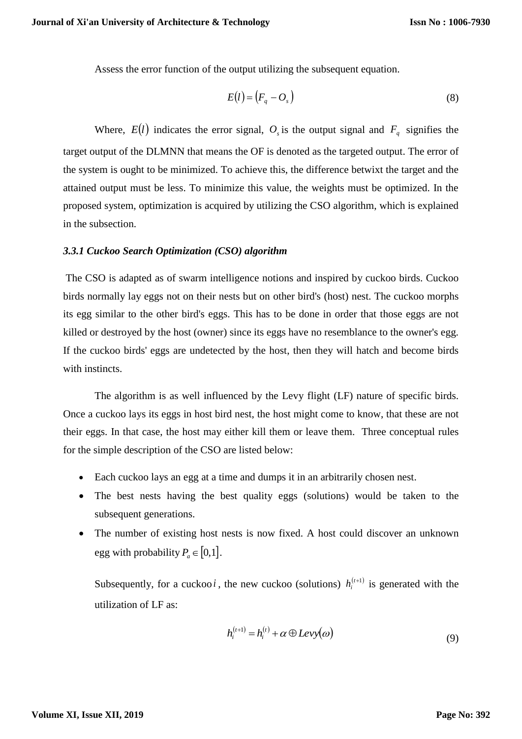Assess the error function of the output utilizing the subsequent equation.

$$E(l) = (F_q - O_s) \tag{8}$$

Where, $E(l)$ indicates the error signal, $O_s$ is the output signal and $F_q$ signifies the target output of the DLMNN that means the OF is denoted as the targeted output. The error of the system is ought to be minimized. To achieve this, the difference betwixt the target and the attained output must be less. To minimize this value, the weights must be optimized. In the proposed system, optimization is acquired by utilizing the CSO algorithm, which is explained in the subsection.

### *3.3.1 Cuckoo Search Optimization (CSO) algorithm*

The CSO is adapted as of swarm intelligence notions and inspired by cuckoo birds. Cuckoo birds normally lay eggs not on their nests but on other bird's (host) nest. The cuckoo morphs its egg similar to the other bird's eggs. This has to be done in order that those eggs are not killed or destroyed by the host (owner) since its eggs have no resemblance to the owner's egg. If the cuckoo birds' eggs are undetected by the host, then they will hatch and become birds with instincts.

The algorithm is as well influenced by the Levy flight (LF) nature of specific birds. Once a cuckoo lays its eggs in host bird nest, the host might come to know, that these are not their eggs. In that case, the host may either kill them or leave them. Three conceptual rules for the simple description of the CSO are listed below:

- Each cuckoo lays an egg at a time and dumps it in an arbitrarily chosen nest.
- The best nests having the best quality eggs (solutions) would be taken to the subsequent generations.
- The number of existing host nests is now fixed. A host could discover an unknown egg with probability $P_a \in [0,1]$.

  Subsequently, for a cuckoo $i$, the new cuckoo (solutions) $h_i^{(t+1)}$ is generated with the utilization of LF as:

$$h_i^{(t+1)} = h_i^{(t)} + \alpha \oplus Levy(\omega) \tag{9}$$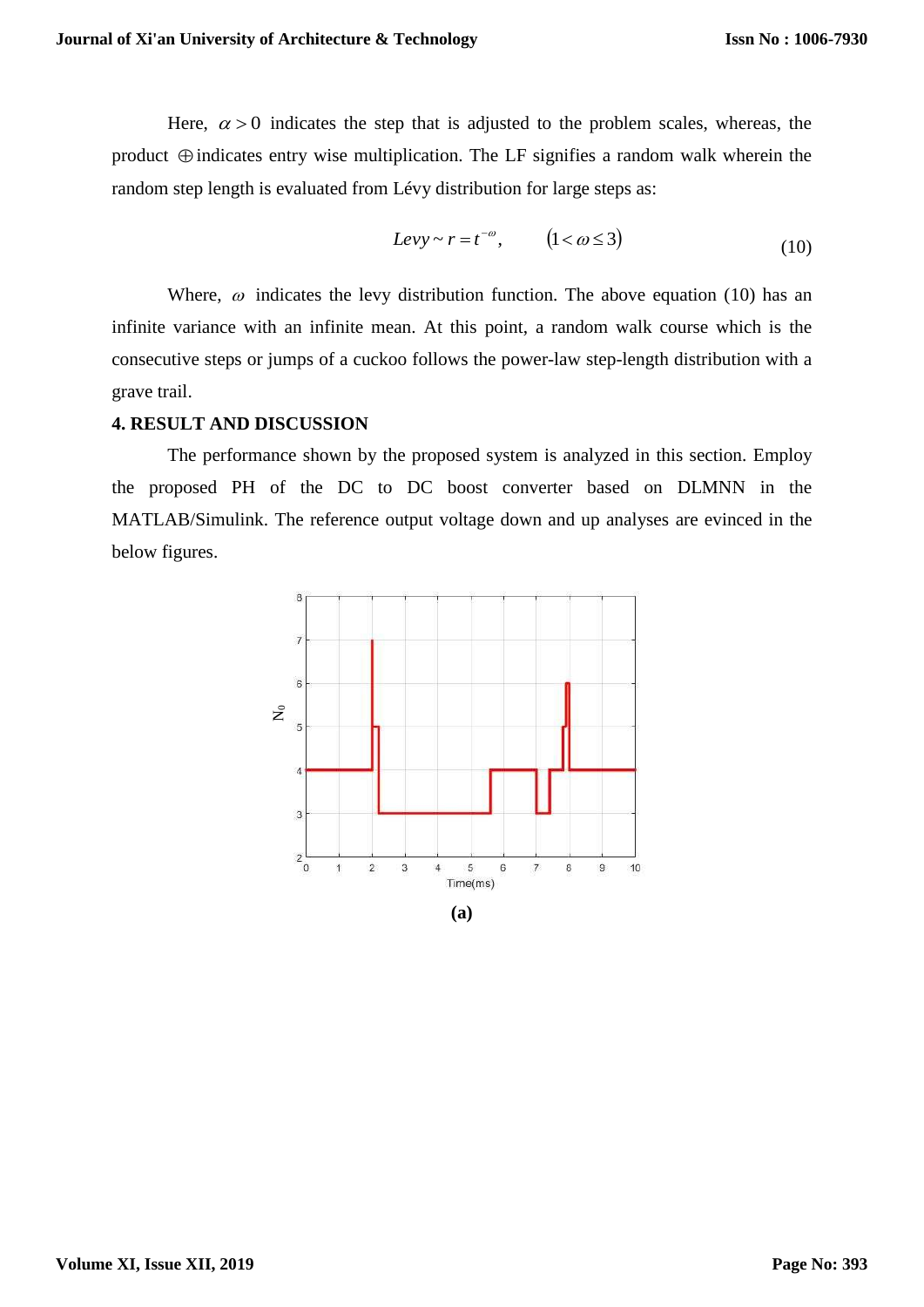Here, $\alpha > 0$ indicates the step that is adjusted to the problem scales, whereas, the product $\oplus$ indicates entry wise multiplication. The LF signifies a random walk wherein the random step length is evaluated from Lévy distribution for large steps as:

$$Levy \sim r = t^{-\omega}, \qquad (1 < \omega \leq 3) \tag{10}$$

Where, $\omega$ indicates the levy distribution function. The above equation (10) has an infinite variance with an infinite mean. At this point, a random walk course which is the consecutive steps or jumps of a cuckoo follows the power-law step-length distribution with a grave trail.

**4. RESULT AND DISCUSSION**

The performance shown by the proposed system is analyzed in this section. Employ the proposed PH of the DC to DC boost converter based on DLMNN in the MATLAB/Simulink. The reference output voltage down and up analyses are evinced in the below figures.

**(a)**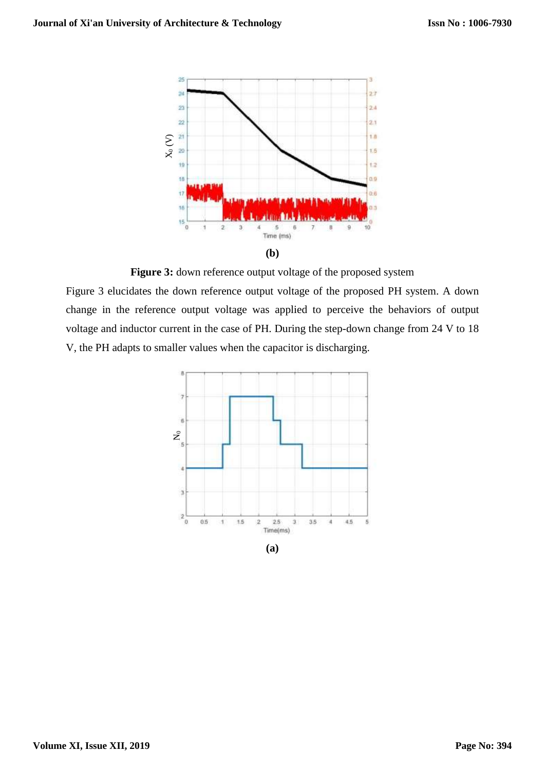**(b)**

**Figure 3:** down reference output voltage of the proposed system

Figure 3 elucidates the down reference output voltage of the proposed PH system. A down change in the reference output voltage was applied to perceive the behaviors of output voltage and inductor current in the case of PH. During the step-down change from 24 V to 18 V, the PH adapts to smaller values when the capacitor is discharging.

**(a)**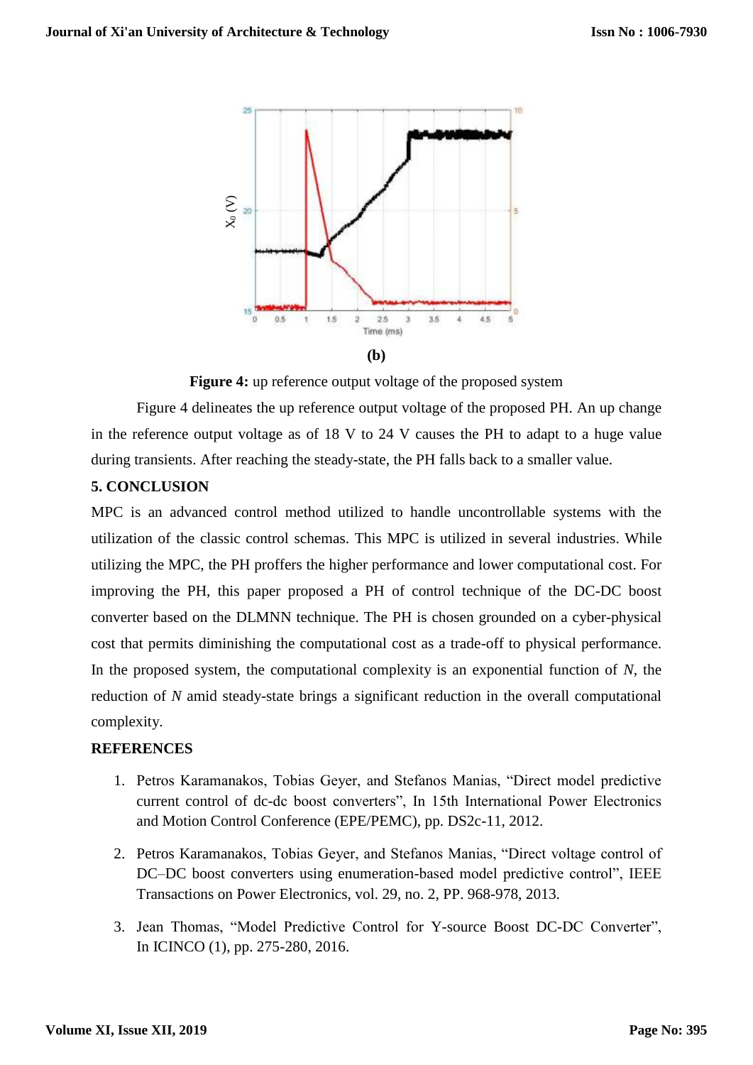(b)

**Figure 4:** up reference output voltage of the proposed system

Figure 4 delineates the up reference output voltage of the proposed PH. An up change in the reference output voltage as of 18 V to 24 V causes the PH to adapt to a huge value during transients. After reaching the steady-state, the PH falls back to a smaller value.

## 5. CONCLUSION

MPC is an advanced control method utilized to handle uncontrollable systems with the utilization of the classic control schemas. This MPC is utilized in several industries. While utilizing the MPC, the PH proffers the higher performance and lower computational cost. For improving the PH, this paper proposed a PH of control technique of the DC-DC boost converter based on the DLMNN technique. The PH is chosen grounded on a cyber-physical cost that permits diminishing the computational cost as a trade-off to physical performance. In the proposed system, the computational complexity is an exponential function of $N$, the reduction of $N$ amid steady-state brings a significant reduction in the overall computational complexity.

## REFERENCES

1. Petros Karamanakos, Tobias Geyer, and Stefanos Manias, "Direct model predictive current control of dc-dc boost converters", In 15th International Power Electronics and Motion Control Conference (EPE/PEMC), pp. DS2c-11, 2012.
2. Petros Karamanakos, Tobias Geyer, and Stefanos Manias, "Direct voltage control of DC–DC boost converters using enumeration-based model predictive control", IEEE Transactions on Power Electronics, vol. 29, no. 2, PP. 968-978, 2013.
3. Jean Thomas, "Model Predictive Control for Y-source Boost DC-DC Converter", In ICINCO (1), pp. 275-280, 2016.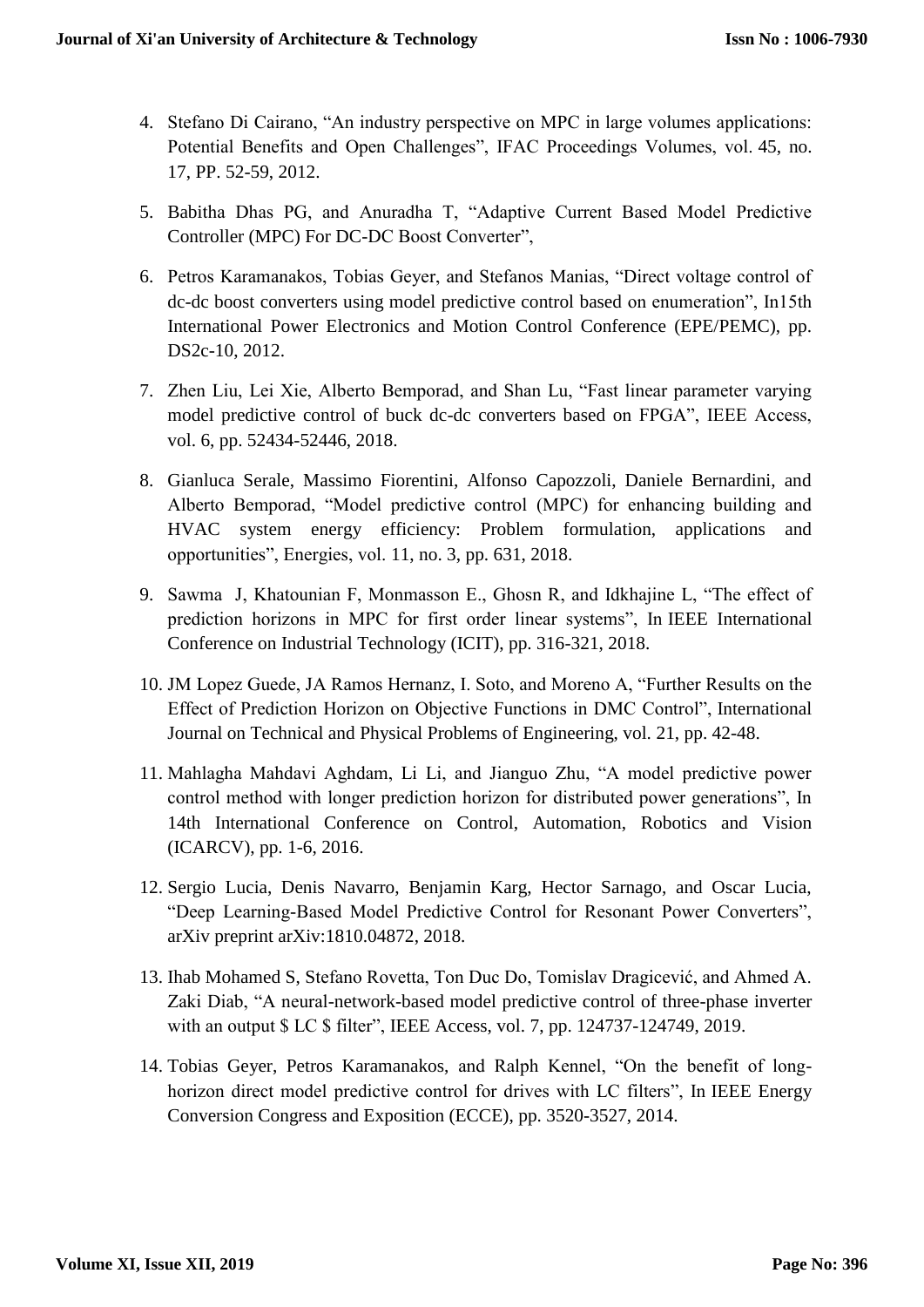4. Stefano Di Cairano, "An industry perspective on MPC in large volumes applications: Potential Benefits and Open Challenges", IFAC Proceedings Volumes, vol. 45, no. 17, PP. 52-59, 2012.

5. Babitha Dhas PG, and Anuradha T, "Adaptive Current Based Model Predictive Controller (MPC) For DC-DC Boost Converter",

6. Petros Karamanakos, Tobias Geyer, and Stefanos Manias, "Direct voltage control of dc-dc boost converters using model predictive control based on enumeration", In15th International Power Electronics and Motion Control Conference (EPE/PEMC), pp. DS2c-10, 2012.

7. Zhen Liu, Lei Xie, Alberto Bemporad, and Shan Lu, "Fast linear parameter varying model predictive control of buck dc-dc converters based on FPGA", IEEE Access, vol. 6, pp. 52434-52446, 2018.

8. Gianluca Serale, Massimo Fiorentini, Alfonso Capozzoli, Daniele Bernardini, and Alberto Bemporad, "Model predictive control (MPC) for enhancing building and HVAC system energy efficiency: Problem formulation, applications and opportunities", Energies, vol. 11, no. 3, pp. 631, 2018.

9. Sawma J, Khatounian F, Monmasson E., Ghosn R, and Idkhajine L, "The effect of prediction horizons in MPC for first order linear systems", In IEEE International Conference on Industrial Technology (ICIT), pp. 316-321, 2018.

10. JM Lopez Guede, JA Ramos Hernanz, I. Soto, and Moreno A, "Further Results on the Effect of Prediction Horizon on Objective Functions in DMC Control", International Journal on Technical and Physical Problems of Engineering, vol. 21, pp. 42-48.

11. Mahlagha Mahdavi Aghdam, Li Li, and Jianguo Zhu, "A model predictive power control method with longer prediction horizon for distributed power generations", In 14th International Conference on Control, Automation, Robotics and Vision (ICARCV), pp. 1-6, 2016.

12. Sergio Lucia, Denis Navarro, Benjamin Karg, Hector Sarnago, and Oscar Lucia, "Deep Learning-Based Model Predictive Control for Resonant Power Converters", arXiv preprint arXiv:1810.04872, 2018.

13. Ihab Mohamed S, Stefano Rovetta, Ton Duc Do, Tomislav Dragicević, and Ahmed A. Zaki Diab, "A neural-network-based model predictive control of three-phase inverter with an output $ LC $ filter", IEEE Access, vol. 7, pp. 124737-124749, 2019.

14. Tobias Geyer, Petros Karamanakos, and Ralph Kennel, "On the benefit of long-horizon direct model predictive control for drives with LC filters", In IEEE Energy Conversion Congress and Exposition (ECCE), pp. 3520-3527, 2014.